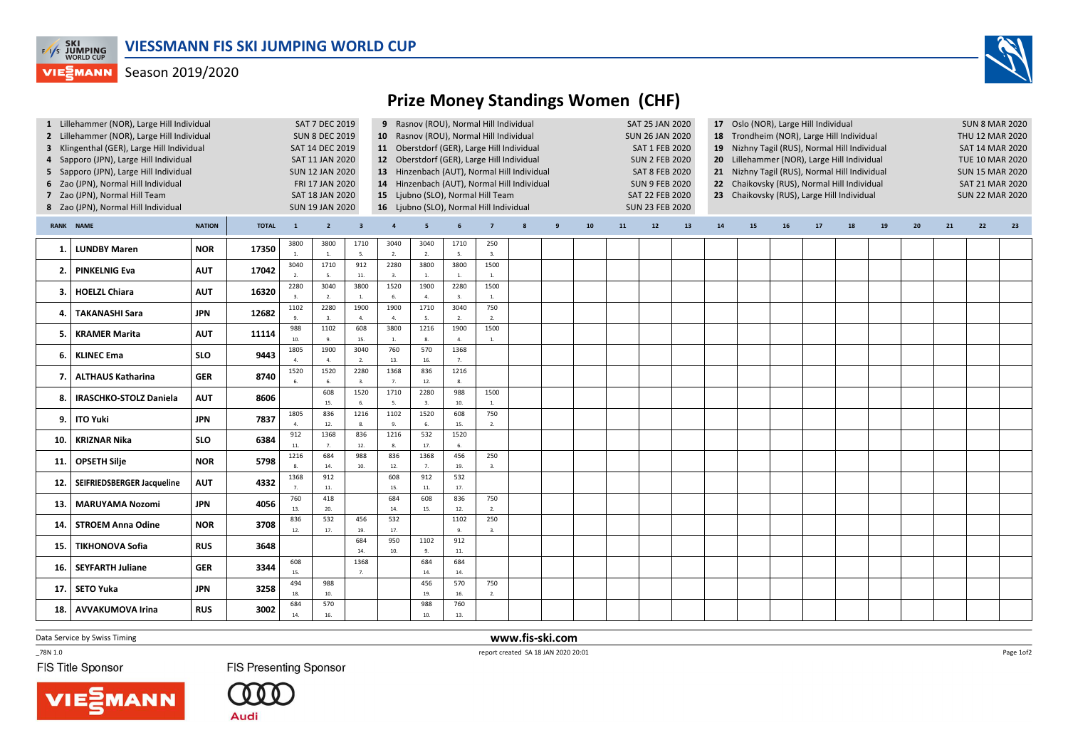# VIESSMANN FIS SKI JUMPING WORLD CUP

Season 2019/2020

## Prize Money Standings Women (CHF)

| # | Competition | Date |
|---|---|---|
| 1 | Lillehammer (NOR), Large Hill Individual | SAT 7 DEC 2019 |
| 2 | Lillehammer (NOR), Large Hill Individual | SUN 8 DEC 2019 |
| 3 | Klingenthal (GER), Large Hill Individual | SAT 14 DEC 2019 |
| 4 | Sapporo (JPN), Large Hill Individual | SAT 11 JAN 2020 |
| 5 | Sapporo (JPN), Large Hill Individual | SUN 12 JAN 2020 |
| 6 | Zao (JPN), Normal Hill Individual | FRI 17 JAN 2020 |
| 7 | Zao (JPN), Normal Hill Team | SAT 18 JAN 2020 |
| 8 | Zao (JPN), Normal Hill Individual | SUN 19 JAN 2020 |
| 9 | Rasnov (ROU), Normal Hill Individual | SAT 25 JAN 2020 |
| 10 | Rasnov (ROU), Normal Hill Individual | SUN 26 JAN 2020 |
| 11 | Oberstdorf (GER), Large Hill Individual | SAT 1 FEB 2020 |
| 12 | Oberstdorf (GER), Large Hill Individual | SUN 2 FEB 2020 |
| 13 | Hinzenbach (AUT), Normal Hill Individual | SAT 8 FEB 2020 |
| 14 | Hinzenbach (AUT), Normal Hill Individual | SUN 9 FEB 2020 |
| 15 | Ljubno (SLO), Normal Hill Team | SAT 22 FEB 2020 |
| 16 | Ljubno (SLO), Normal Hill Individual | SUN 23 FEB 2020 |
| 17 | Oslo (NOR), Large Hill Individual | SUN 8 MAR 2020 |
| 18 | Trondheim (NOR), Large Hill Individual | THU 12 MAR 2020 |
| 19 | Nizhny Tagil (RUS), Normal Hill Individual | SAT 14 MAR 2020 |
| 20 | Lillehammer (NOR), Large Hill Individual | TUE 10 MAR 2020 |
| 21 | Nizhny Tagil (RUS), Normal Hill Individual | SUN 15 MAR 2020 |
| 22 | Chaikovsky (RUS), Normal Hill Individual | SAT 21 MAR 2020 |
| 23 | Chaikovsky (RUS), Large Hill Individual | SUN 22 MAR 2020 |

| RANK | NAME | NATION | TOTAL | 1 | 2 | 3 | 4 | 5 | 6 | 7 | 8 | 9 | 10 | 11 | 12 | 13 | 14 | 15 | 16 | 17 | 18 | 19 | 20 | 21 | 22 | 23 |
|---|---|---|---|---|---|---|---|---|---|---|---|---|---|---|---|---|---|---|---|---|---|---|---|---|---|---|
| 1. | LUNDBY Maren | NOR | 17350 | 3800 1. | 3800 1. | 1710 5. | 3040 2. | 3040 2. | 1710 5. | 250 3. | | | | | | | | | | | | | | | | |
| 2. | PINKELNIG Eva | AUT | 17042 | 3040 2. | 1710 5. | 912 11. | 2280 3. | 3800 1. | 3800 1. | 1500 1. | | | | | | | | | | | | | | | | |
| 3. | HOELZL Chiara | AUT | 16320 | 2280 3. | 3040 2. | 3800 1. | 1520 6. | 1900 4. | 2280 3. | 1500 1. | | | | | | | | | | | | | | | | |
| 4. | TAKANASHI Sara | JPN | 12682 | 1102 9. | 2280 3. | 1900 4. | 1900 4. | 1710 5. | 3040 2. | 750 2. | | | | | | | | | | | | | | | | |
| 5. | KRAMER Marita | AUT | 11114 | 988 10. | 1102 9. | 608 15. | 3800 1. | 1216 8. | 1900 4. | 1500 1. | | | | | | | | | | | | | | | | |
| 6. | KLINEC Ema | SLO | 9443 | 1805 4. | 1900 4. | 3040 2. | 760 13. | 570 16. | 1368 7. | | | | | | | | | | | | | | | | | |
| 7. | ALTHAUS Katharina | GER | 8740 | 1520 6. | 1520 6. | 2280 3. | 1368 7. | 836 12. | 1216 8. | | | | | | | | | | | | | | | | | |
| 8. | IRASCHKO-STOLZ Daniela | AUT | 8606 | | 608 15. | 1520 6. | 1710 5. | 2280 3. | 988 10. | 1500 1. | | | | | | | | | | | | | | | | |
| 9. | ITO Yuki | JPN | 7837 | 1805 4. | 836 12. | 1216 8. | 1102 9. | 1520 6. | 608 15. | 750 2. | | | | | | | | | | | | | | | | |
| 10. | KRIZNAR Nika | SLO | 6384 | 912 11. | 1368 7. | 836 12. | 1216 8. | 532 17. | 1520 6. | | | | | | | | | | | | | | | | | |
| 11. | OPSETH Silje | NOR | 5798 | 1216 8. | 684 14. | 988 10. | 836 12. | 1368 7. | 456 19. | 250 3. | | | | | | | | | | | | | | | | |
| 12. | SEIFRIEDSBERGER Jacqueline | AUT | 4332 | 1368 7. | 912 11. | | 608 15. | 912 11. | 532 17. | | | | | | | | | | | | | | | | | |
| 13. | MARUYAMA Nozomi | JPN | 4056 | 760 13. | 418 20. | | 684 14. | 608 15. | 836 12. | 750 2. | | | | | | | | | | | | | | | | |
| 14. | STROEM Anna Odine | NOR | 3708 | 836 12. | 532 17. | 456 19. | 532 17. | | 1102 9. | 250 3. | | | | | | | | | | | | | | | | |
| 15. | TIKHONOVA Sofia | RUS | 3648 | | | 684 14. | 950 10. | 1102 9. | 912 11. | | | | | | | | | | | | | | | | | |
| 16. | SEYFARTH Juliane | GER | 3344 | 608 15. | | 1368 7. | | 684 14. | 684 14. | | | | | | | | | | | | | | | | | |
| 17. | SETO Yuka | JPN | 3258 | 494 18. | 988 10. | | | 456 19. | 570 16. | 750 2. | | | | | | | | | | | | | | | | |
| 18. | AVVAKUMOVA Irina | RUS | 3002 | 684 14. | 570 16. | | | 988 10. | 760 13. | | | | | | | | | | | | | | | | | |

Data Service by Swiss Timing

www.fis-ski.com

_78N 1.0 report created SA 18 JAN 2020 20:01

FIS Title Sponsor: VIESSMANN

FIS Presenting Sponsor: Audi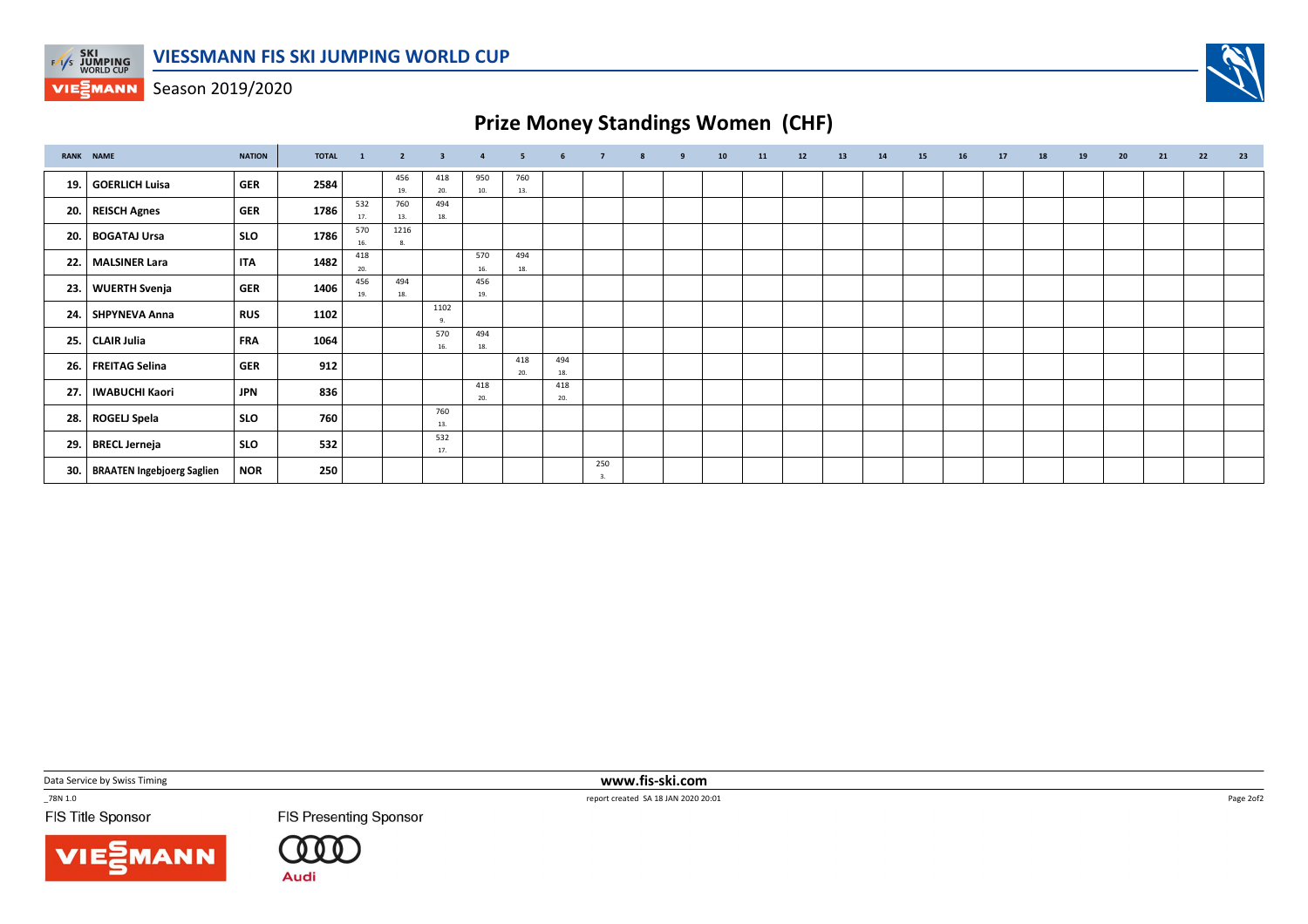# VIESSMANN FIS SKI JUMPING WORLD CUP

Season 2019/2020

## Prize Money Standings Women (CHF)

| RANK | NAME | NATION | TOTAL | 1 | 2 | 3 | 4 | 5 | 6 | 7 | 8 | 9 | 10 | 11 | 12 | 13 | 14 | 15 | 16 | 17 | 18 | 19 | 20 | 21 | 22 | 23 |
|---|---|---|---|---|---|---|---|---|---|---|---|---|---|---|---|---|---|---|---|---|---|---|---|---|---|---|
| 19. | GOERLICH Luisa | GER | 2584 | | 456 19. | 418 20. | 950 10. | 760 13. | | | | | | | | | | | | | | | | | | |
| 20. | REISCH Agnes | GER | 1786 | 532 17. | 760 13. | 494 18. | | | | | | | | | | | | | | | | | | | | |
| 20. | BOGATAJ Ursa | SLO | 1786 | 570 16. | 1216 8. | | | | | | | | | | | | | | | | | | | | | |
| 22. | MALSINER Lara | ITA | 1482 | 418 20. | | | 570 16. | 494 18. | | | | | | | | | | | | | | | | | | |
| 23. | WUERTH Svenja | GER | 1406 | 456 19. | 494 18. | | 456 19. | | | | | | | | | | | | | | | | | | | |
| 24. | SHPYNEVA Anna | RUS | 1102 | | | 1102 9. | | | | | | | | | | | | | | | | | | | | |
| 25. | CLAIR Julia | FRA | 1064 | | | 570 16. | 494 18. | | | | | | | | | | | | | | | | | | | |
| 26. | FREITAG Selina | GER | 912 | | | | | 418 20. | 494 18. | | | | | | | | | | | | | | | | | |
| 27. | IWABUCHI Kaori | JPN | 836 | | | | 418 20. | | 418 20. | | | | | | | | | | | | | | | | | |
| 28. | ROGELJ Spela | SLO | 760 | | | 760 13. | | | | | | | | | | | | | | | | | | | | |
| 29. | BRECL Jerneja | SLO | 532 | | | 532 17. | | | | | | | | | | | | | | | | | | | | |
| 30. | BRAATEN Ingebjoerg Saglien | NOR | 250 | | | | | | | 250 3. | | | | | | | | | | | | | | | | |

Data Service by Swiss Timing

www.fis-ski.com

_78N 1.0

report created SA 18 JAN 2020 20:01

FIS Title Sponsor

FIS Presenting Sponsor